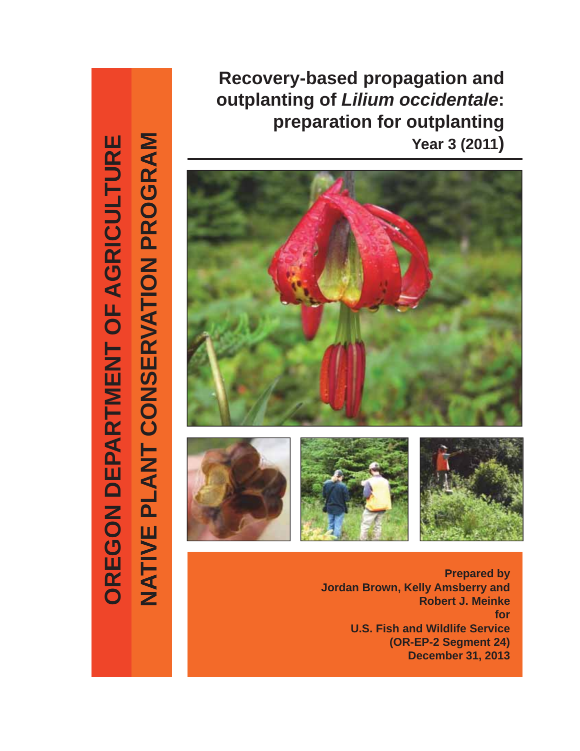OREGON DEPARTMENT OF AGRICULTURE

NATIVE PLANT CONSERVATION PROGRAM

# Recovery-based propagation and outplanting of *Lilium occidentale*: preparation for outplanting

**Year 3 (2011)**

**Prepared by**
**Jordan Brown, Kelly Amsberry and Robert J. Meinke**
**for**
**U.S. Fish and Wildlife Service**
**(OR-EP-2 Segment 24)**
**December 31, 2013**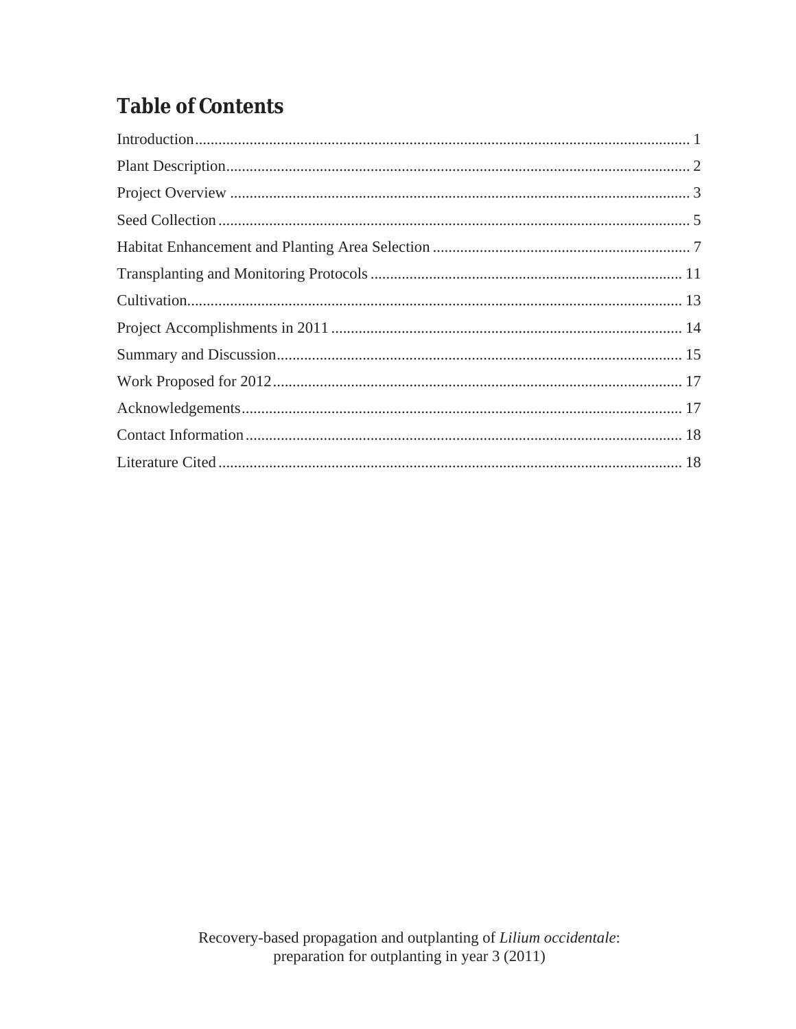# Table of Contents

Introduction .......... 1
Plant Description .......... 2
Project Overview .......... 3
Seed Collection .......... 5
Habitat Enhancement and Planting Area Selection .......... 7
Transplanting and Monitoring Protocols .......... 11
Cultivation .......... 13
Project Accomplishments in 2011 .......... 14
Summary and Discussion .......... 15
Work Proposed for 2012 .......... 17
Acknowledgements .......... 17
Contact Information .......... 18
Literature Cited .......... 18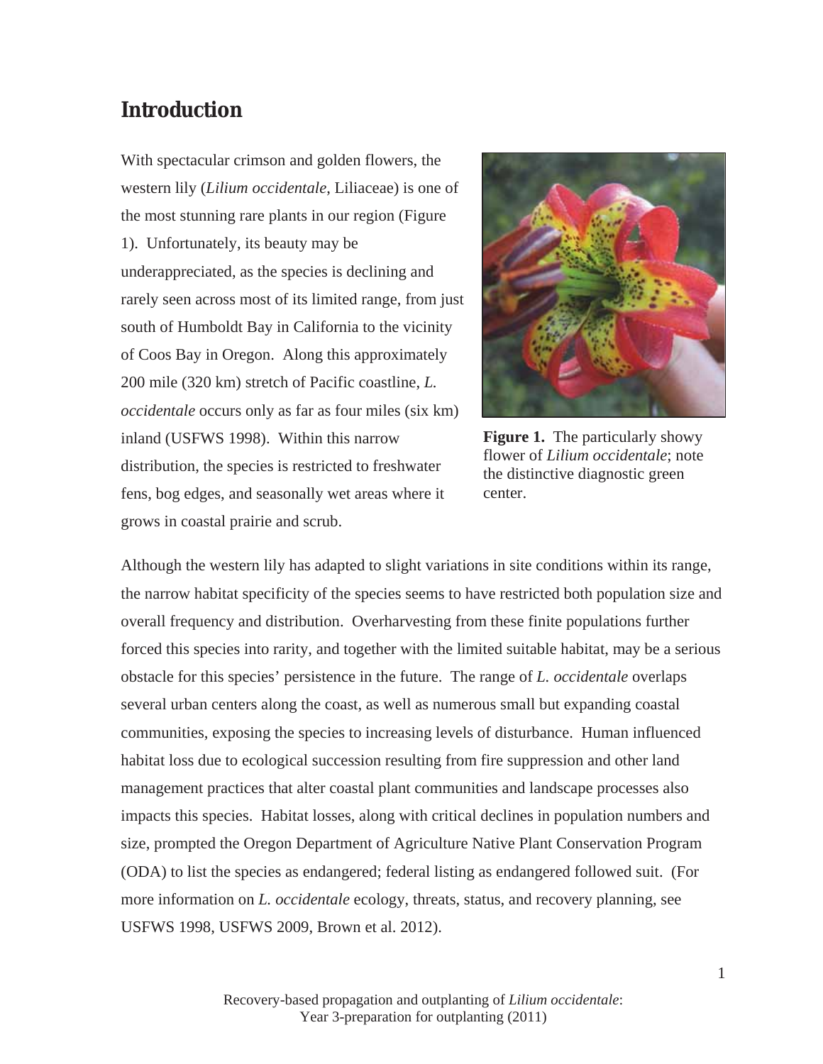## Introduction

With spectacular crimson and golden flowers, the western lily (*Lilium occidentale*, Liliaceae) is one of the most stunning rare plants in our region (Figure 1). Unfortunately, its beauty may be underappreciated, as the species is declining and rarely seen across most of its limited range, from just south of Humboldt Bay in California to the vicinity of Coos Bay in Oregon. Along this approximately 200 mile (320 km) stretch of Pacific coastline, *L. occidentale* occurs only as far as four miles (six km) inland (USFWS 1998). Within this narrow distribution, the species is restricted to freshwater fens, bog edges, and seasonally wet areas where it grows in coastal prairie and scrub.

**Figure 1.** The particularly showy flower of *Lilium occidentale*; note the distinctive diagnostic green center.

Although the western lily has adapted to slight variations in site conditions within its range, the narrow habitat specificity of the species seems to have restricted both population size and overall frequency and distribution. Overharvesting from these finite populations further forced this species into rarity, and together with the limited suitable habitat, may be a serious obstacle for this species' persistence in the future. The range of *L. occidentale* overlaps several urban centers along the coast, as well as numerous small but expanding coastal communities, exposing the species to increasing levels of disturbance. Human influenced habitat loss due to ecological succession resulting from fire suppression and other land management practices that alter coastal plant communities and landscape processes also impacts this species. Habitat losses, along with critical declines in population numbers and size, prompted the Oregon Department of Agriculture Native Plant Conservation Program (ODA) to list the species as endangered; federal listing as endangered followed suit. (For more information on *L. occidentale* ecology, threats, status, and recovery planning, see USFWS 1998, USFWS 2009, Brown et al. 2012).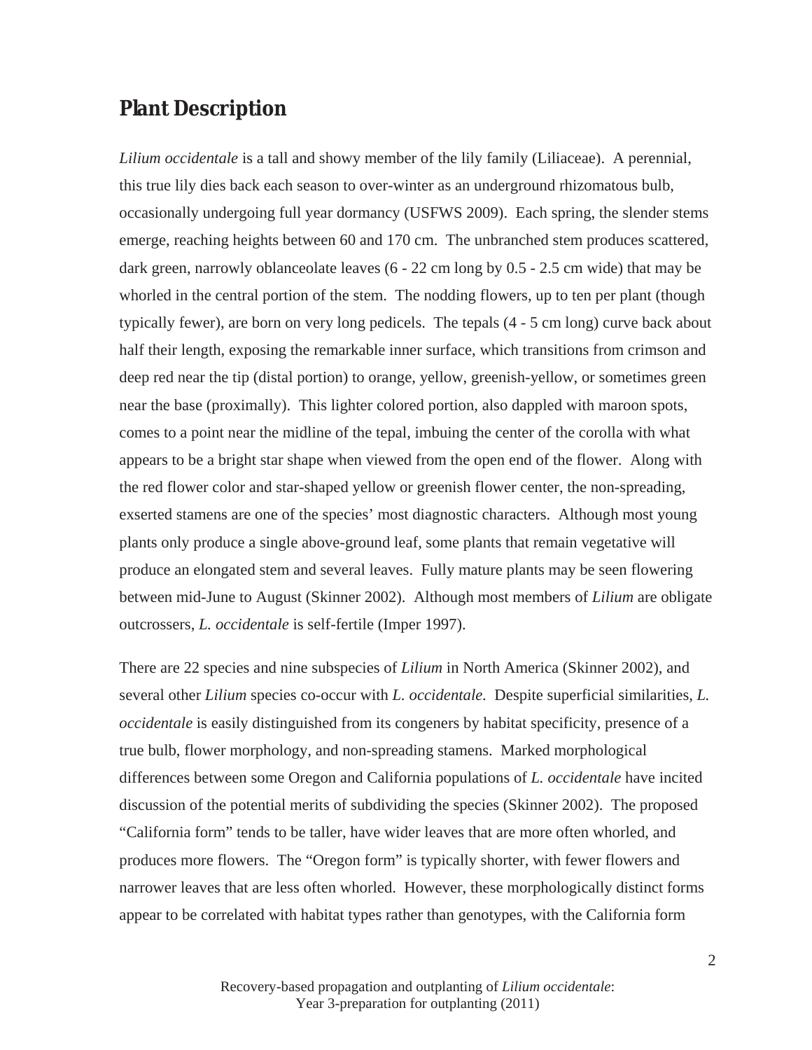## Plant Description

*Lilium occidentale* is a tall and showy member of the lily family (Liliaceae). A perennial, this true lily dies back each season to over-winter as an underground rhizomatous bulb, occasionally undergoing full year dormancy (USFWS 2009). Each spring, the slender stems emerge, reaching heights between 60 and 170 cm. The unbranched stem produces scattered, dark green, narrowly oblanceolate leaves (6 - 22 cm long by 0.5 - 2.5 cm wide) that may be whorled in the central portion of the stem. The nodding flowers, up to ten per plant (though typically fewer), are born on very long pedicels. The tepals (4 - 5 cm long) curve back about half their length, exposing the remarkable inner surface, which transitions from crimson and deep red near the tip (distal portion) to orange, yellow, greenish-yellow, or sometimes green near the base (proximally). This lighter colored portion, also dappled with maroon spots, comes to a point near the midline of the tepal, imbuing the center of the corolla with what appears to be a bright star shape when viewed from the open end of the flower. Along with the red flower color and star-shaped yellow or greenish flower center, the non-spreading, exserted stamens are one of the species' most diagnostic characters. Although most young plants only produce a single above-ground leaf, some plants that remain vegetative will produce an elongated stem and several leaves. Fully mature plants may be seen flowering between mid-June to August (Skinner 2002). Although most members of *Lilium* are obligate outcrossers, *L. occidentale* is self-fertile (Imper 1997).

There are 22 species and nine subspecies of *Lilium* in North America (Skinner 2002), and several other *Lilium* species co-occur with *L. occidentale.* Despite superficial similarities, *L. occidentale* is easily distinguished from its congeners by habitat specificity, presence of a true bulb, flower morphology, and non-spreading stamens. Marked morphological differences between some Oregon and California populations of *L. occidentale* have incited discussion of the potential merits of subdividing the species (Skinner 2002). The proposed "California form" tends to be taller, have wider leaves that are more often whorled, and produces more flowers. The "Oregon form" is typically shorter, with fewer flowers and narrower leaves that are less often whorled. However, these morphologically distinct forms appear to be correlated with habitat types rather than genotypes, with the California form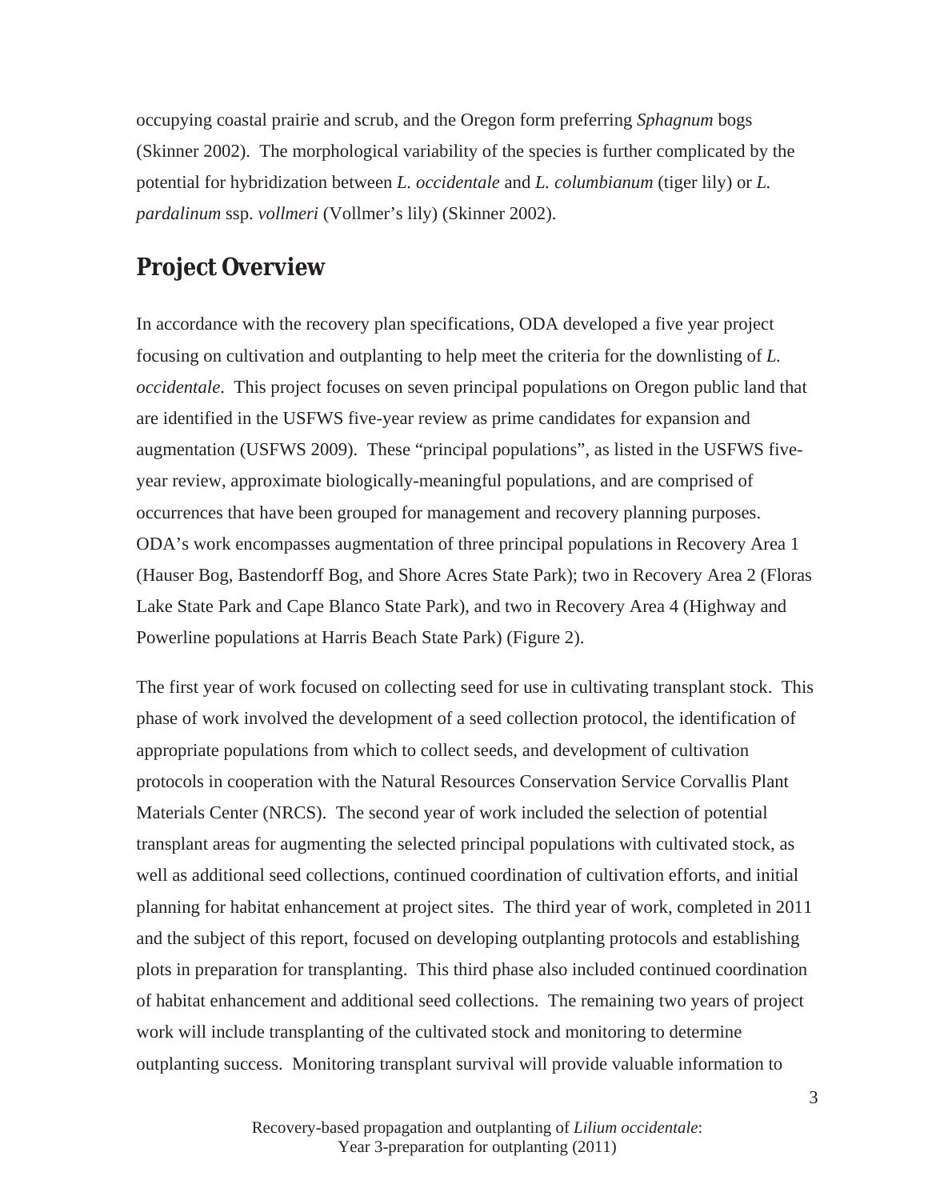occupying coastal prairie and scrub, and the Oregon form preferring *Sphagnum* bogs (Skinner 2002). The morphological variability of the species is further complicated by the potential for hybridization between *L. occidentale* and *L. columbianum* (tiger lily) or *L. pardalinum* ssp. *vollmeri* (Vollmer's lily) (Skinner 2002).

## Project Overview

In accordance with the recovery plan specifications, ODA developed a five year project focusing on cultivation and outplanting to help meet the criteria for the downlisting of *L. occidentale*. This project focuses on seven principal populations on Oregon public land that are identified in the USFWS five-year review as prime candidates for expansion and augmentation (USFWS 2009). These "principal populations", as listed in the USFWS five-year review, approximate biologically-meaningful populations, and are comprised of occurrences that have been grouped for management and recovery planning purposes. ODA's work encompasses augmentation of three principal populations in Recovery Area 1 (Hauser Bog, Bastendorff Bog, and Shore Acres State Park); two in Recovery Area 2 (Floras Lake State Park and Cape Blanco State Park), and two in Recovery Area 4 (Highway and Powerline populations at Harris Beach State Park) (Figure 2).

The first year of work focused on collecting seed for use in cultivating transplant stock. This phase of work involved the development of a seed collection protocol, the identification of appropriate populations from which to collect seeds, and development of cultivation protocols in cooperation with the Natural Resources Conservation Service Corvallis Plant Materials Center (NRCS). The second year of work included the selection of potential transplant areas for augmenting the selected principal populations with cultivated stock, as well as additional seed collections, continued coordination of cultivation efforts, and initial planning for habitat enhancement at project sites. The third year of work, completed in 2011 and the subject of this report, focused on developing outplanting protocols and establishing plots in preparation for transplanting. This third phase also included continued coordination of habitat enhancement and additional seed collections. The remaining two years of project work will include transplanting of the cultivated stock and monitoring to determine outplanting success. Monitoring transplant survival will provide valuable information to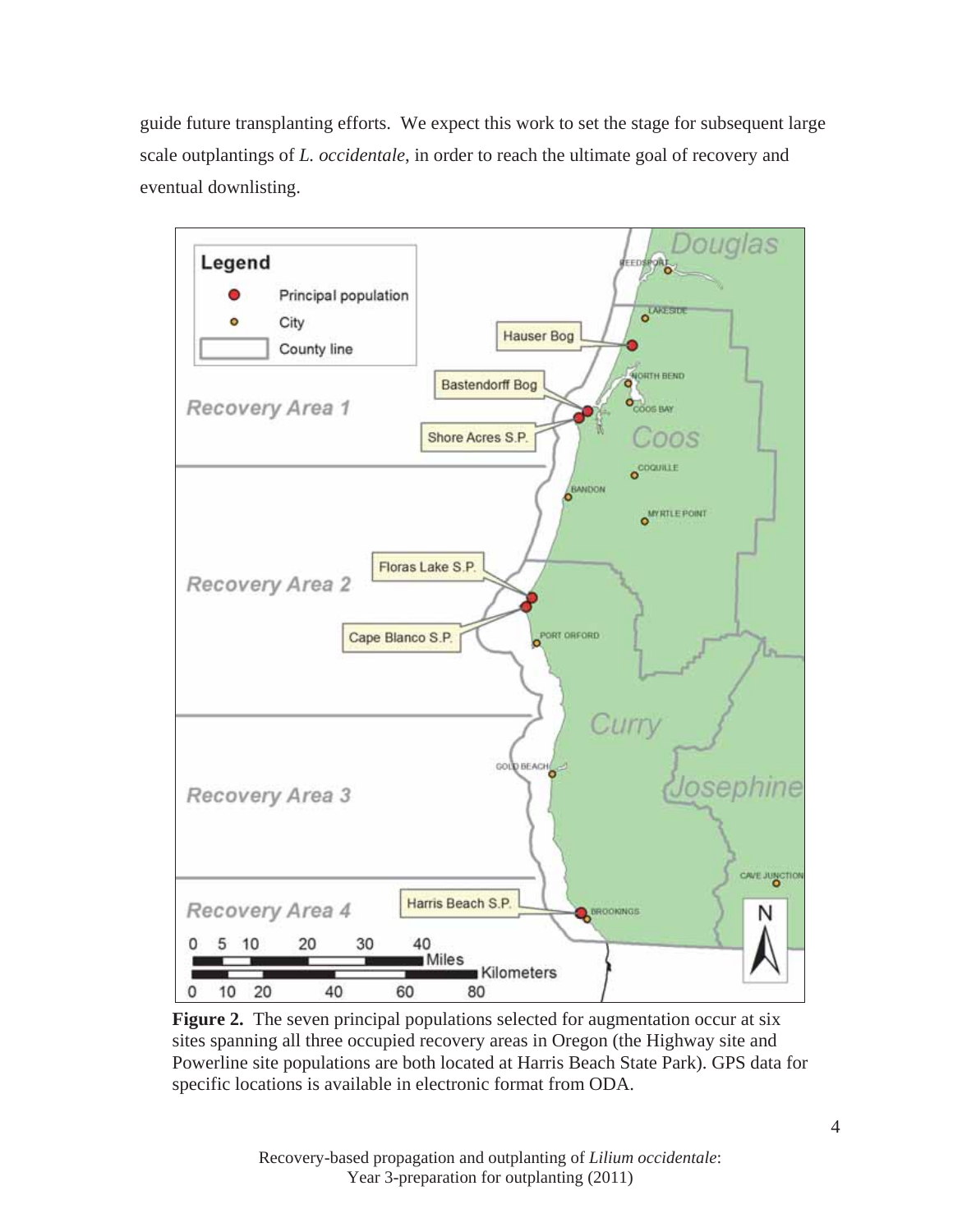guide future transplanting efforts. We expect this work to set the stage for subsequent large scale outplantings of *L. occidentale*, in order to reach the ultimate goal of recovery and eventual downlisting.

**Figure 2.** The seven principal populations selected for augmentation occur at six sites spanning all three occupied recovery areas in Oregon (the Highway site and Powerline site populations are both located at Harris Beach State Park). GPS data for specific locations is available in electronic format from ODA.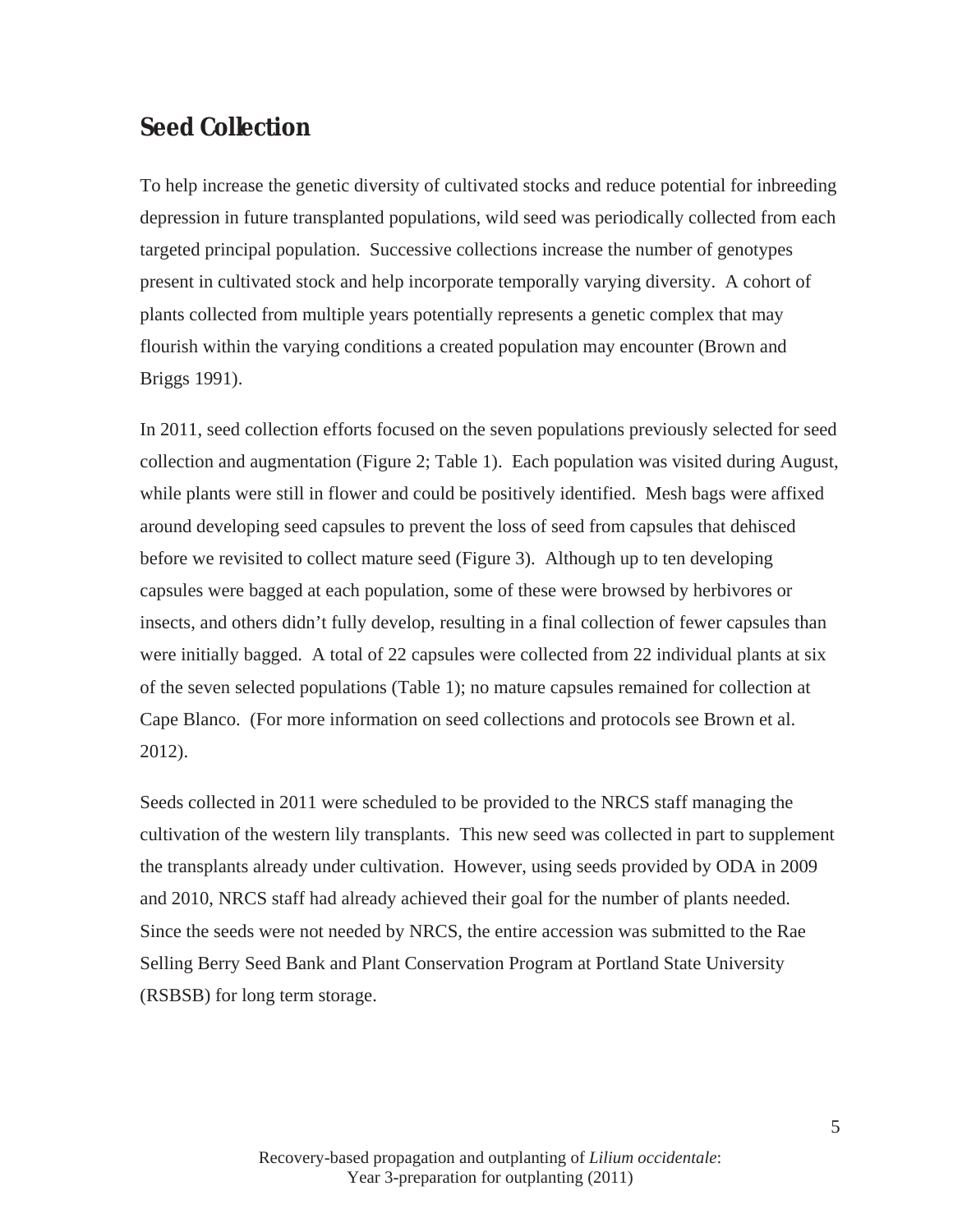## Seed Collection

To help increase the genetic diversity of cultivated stocks and reduce potential for inbreeding depression in future transplanted populations, wild seed was periodically collected from each targeted principal population. Successive collections increase the number of genotypes present in cultivated stock and help incorporate temporally varying diversity. A cohort of plants collected from multiple years potentially represents a genetic complex that may flourish within the varying conditions a created population may encounter (Brown and Briggs 1991).

In 2011, seed collection efforts focused on the seven populations previously selected for seed collection and augmentation (Figure 2; Table 1). Each population was visited during August, while plants were still in flower and could be positively identified. Mesh bags were affixed around developing seed capsules to prevent the loss of seed from capsules that dehisced before we revisited to collect mature seed (Figure 3). Although up to ten developing capsules were bagged at each population, some of these were browsed by herbivores or insects, and others didn't fully develop, resulting in a final collection of fewer capsules than were initially bagged. A total of 22 capsules were collected from 22 individual plants at six of the seven selected populations (Table 1); no mature capsules remained for collection at Cape Blanco. (For more information on seed collections and protocols see Brown et al. 2012).

Seeds collected in 2011 were scheduled to be provided to the NRCS staff managing the cultivation of the western lily transplants. This new seed was collected in part to supplement the transplants already under cultivation. However, using seeds provided by ODA in 2009 and 2010, NRCS staff had already achieved their goal for the number of plants needed. Since the seeds were not needed by NRCS, the entire accession was submitted to the Rae Selling Berry Seed Bank and Plant Conservation Program at Portland State University (RSBSB) for long term storage.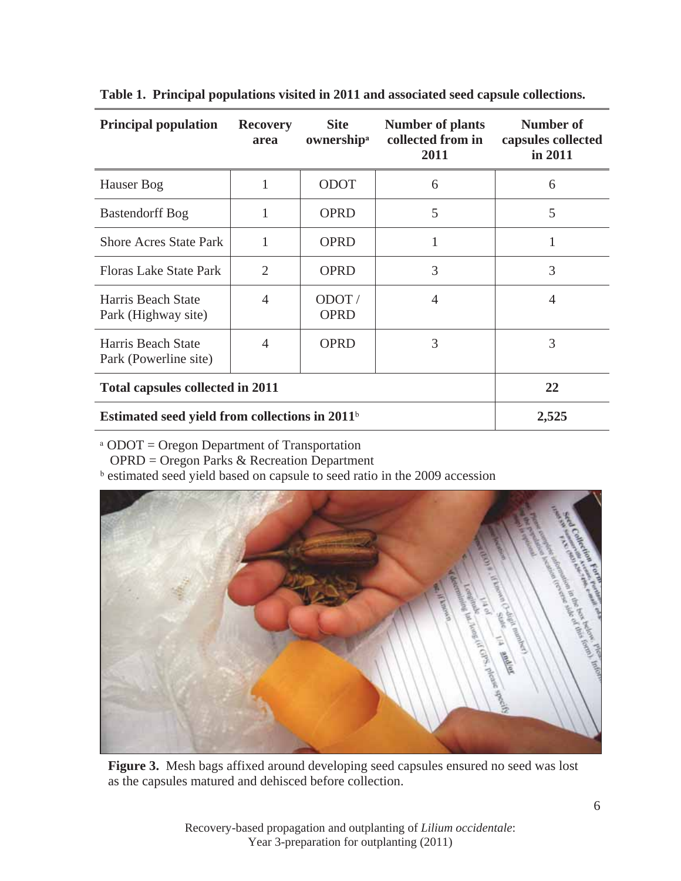**Table 1. Principal populations visited in 2011 and associated seed capsule collections.**

| Principal population | Recovery area | Site ownership[a] | Number of plants collected from in 2011 | Number of capsules collected in 2011 |
|---|---|---|---|---|
| Hauser Bog | 1 | ODOT | 6 | 6 |
| Bastendorff Bog | 1 | OPRD | 5 | 5 |
| Shore Acres State Park | 1 | OPRD | 1 | 1 |
| Floras Lake State Park | 2 | OPRD | 3 | 3 |
| Harris Beach State Park (Highway site) | 4 | ODOT / OPRD | 4 | 4 |
| Harris Beach State Park (Powerline site) | 4 | OPRD | 3 | 3 |
| **Total capsules collected in 2011** | | | | **22** |
| **Estimated seed yield from collections in 2011**[b] | | | | **2,525** |

[a] ODOT = Oregon Department of Transportation
OPRD = Oregon Parks & Recreation Department
[b] estimated seed yield based on capsule to seed ratio in the 2009 accession

**Figure 3.** Mesh bags affixed around developing seed capsules ensured no seed was lost as the capsules matured and dehisced before collection.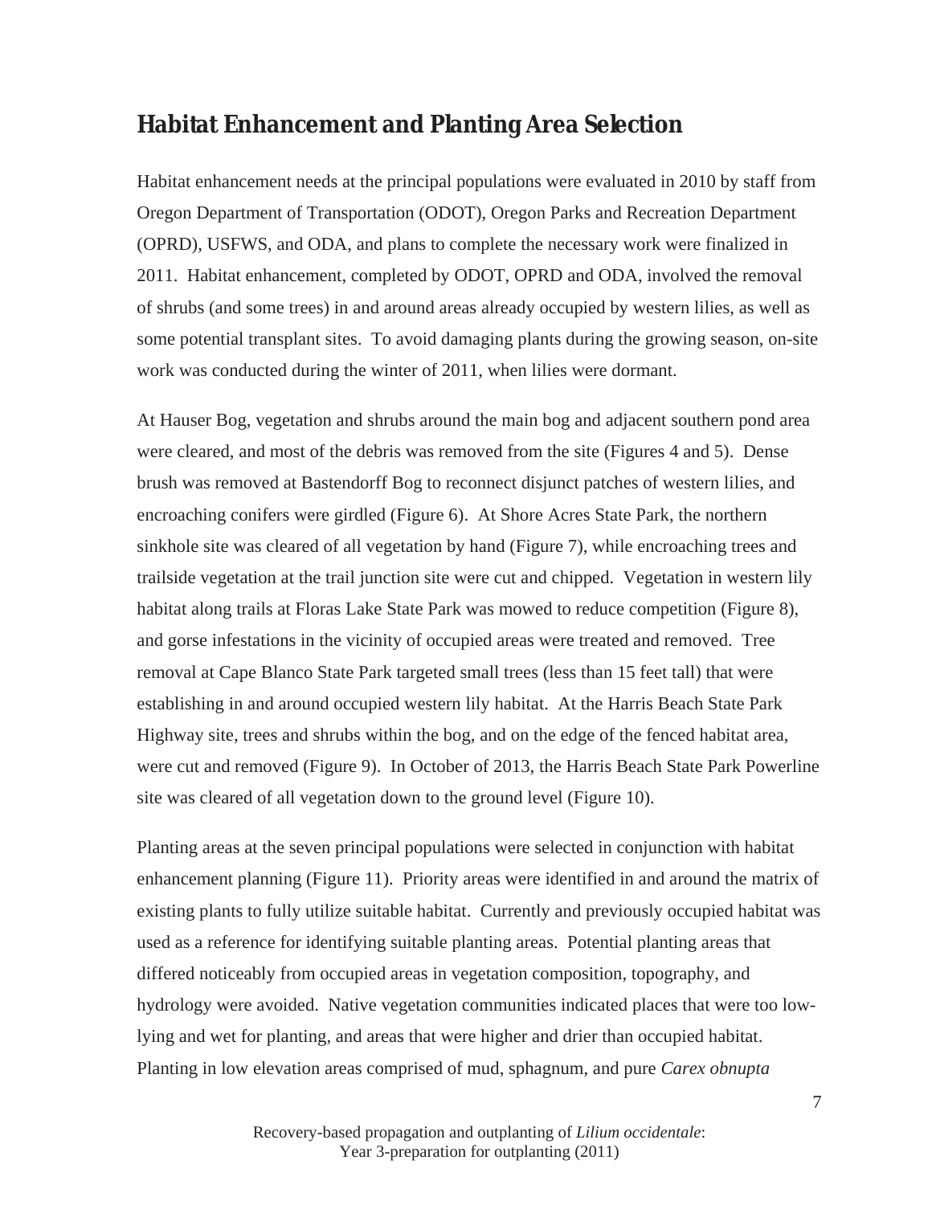## Habitat Enhancement and Planting Area Selection

Habitat enhancement needs at the principal populations were evaluated in 2010 by staff from Oregon Department of Transportation (ODOT), Oregon Parks and Recreation Department (OPRD), USFWS, and ODA, and plans to complete the necessary work were finalized in 2011. Habitat enhancement, completed by ODOT, OPRD and ODA, involved the removal of shrubs (and some trees) in and around areas already occupied by western lilies, as well as some potential transplant sites. To avoid damaging plants during the growing season, on-site work was conducted during the winter of 2011, when lilies were dormant.

At Hauser Bog, vegetation and shrubs around the main bog and adjacent southern pond area were cleared, and most of the debris was removed from the site (Figures 4 and 5). Dense brush was removed at Bastendorff Bog to reconnect disjunct patches of western lilies, and encroaching conifers were girdled (Figure 6). At Shore Acres State Park, the northern sinkhole site was cleared of all vegetation by hand (Figure 7), while encroaching trees and trailside vegetation at the trail junction site were cut and chipped. Vegetation in western lily habitat along trails at Floras Lake State Park was mowed to reduce competition (Figure 8), and gorse infestations in the vicinity of occupied areas were treated and removed. Tree removal at Cape Blanco State Park targeted small trees (less than 15 feet tall) that were establishing in and around occupied western lily habitat. At the Harris Beach State Park Highway site, trees and shrubs within the bog, and on the edge of the fenced habitat area, were cut and removed (Figure 9). In October of 2013, the Harris Beach State Park Powerline site was cleared of all vegetation down to the ground level (Figure 10).

Planting areas at the seven principal populations were selected in conjunction with habitat enhancement planning (Figure 11). Priority areas were identified in and around the matrix of existing plants to fully utilize suitable habitat. Currently and previously occupied habitat was used as a reference for identifying suitable planting areas. Potential planting areas that differed noticeably from occupied areas in vegetation composition, topography, and hydrology were avoided. Native vegetation communities indicated places that were too low-lying and wet for planting, and areas that were higher and drier than occupied habitat. Planting in low elevation areas comprised of mud, sphagnum, and pure *Carex obnupta*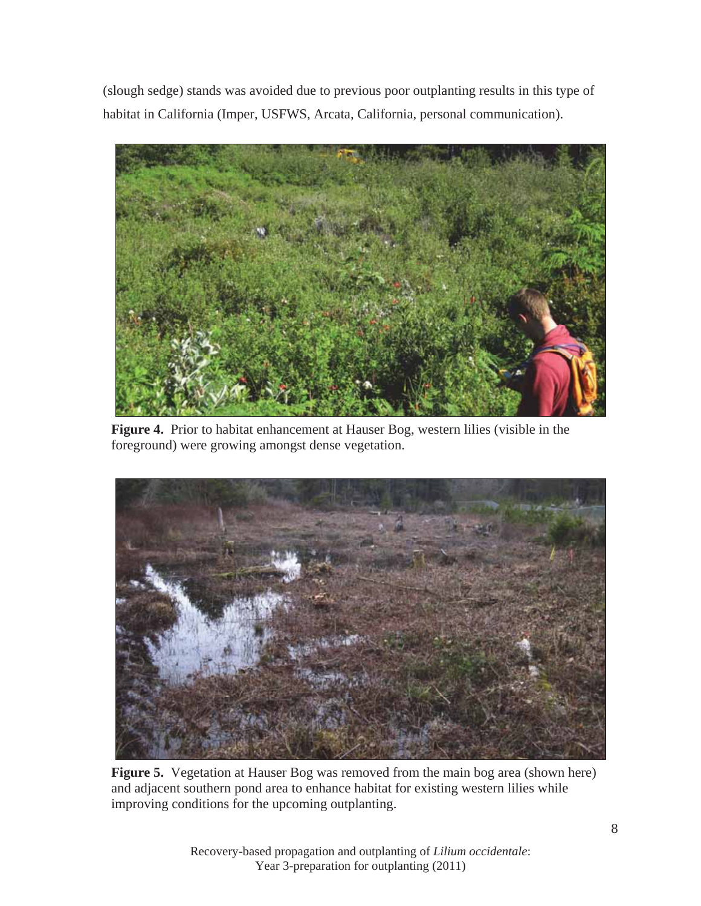(slough sedge) stands was avoided due to previous poor outplanting results in this type of habitat in California (Imper, USFWS, Arcata, California, personal communication).

**Figure 4.** Prior to habitat enhancement at Hauser Bog, western lilies (visible in the foreground) were growing amongst dense vegetation.

**Figure 5.** Vegetation at Hauser Bog was removed from the main bog area (shown here) and adjacent southern pond area to enhance habitat for existing western lilies while improving conditions for the upcoming outplanting.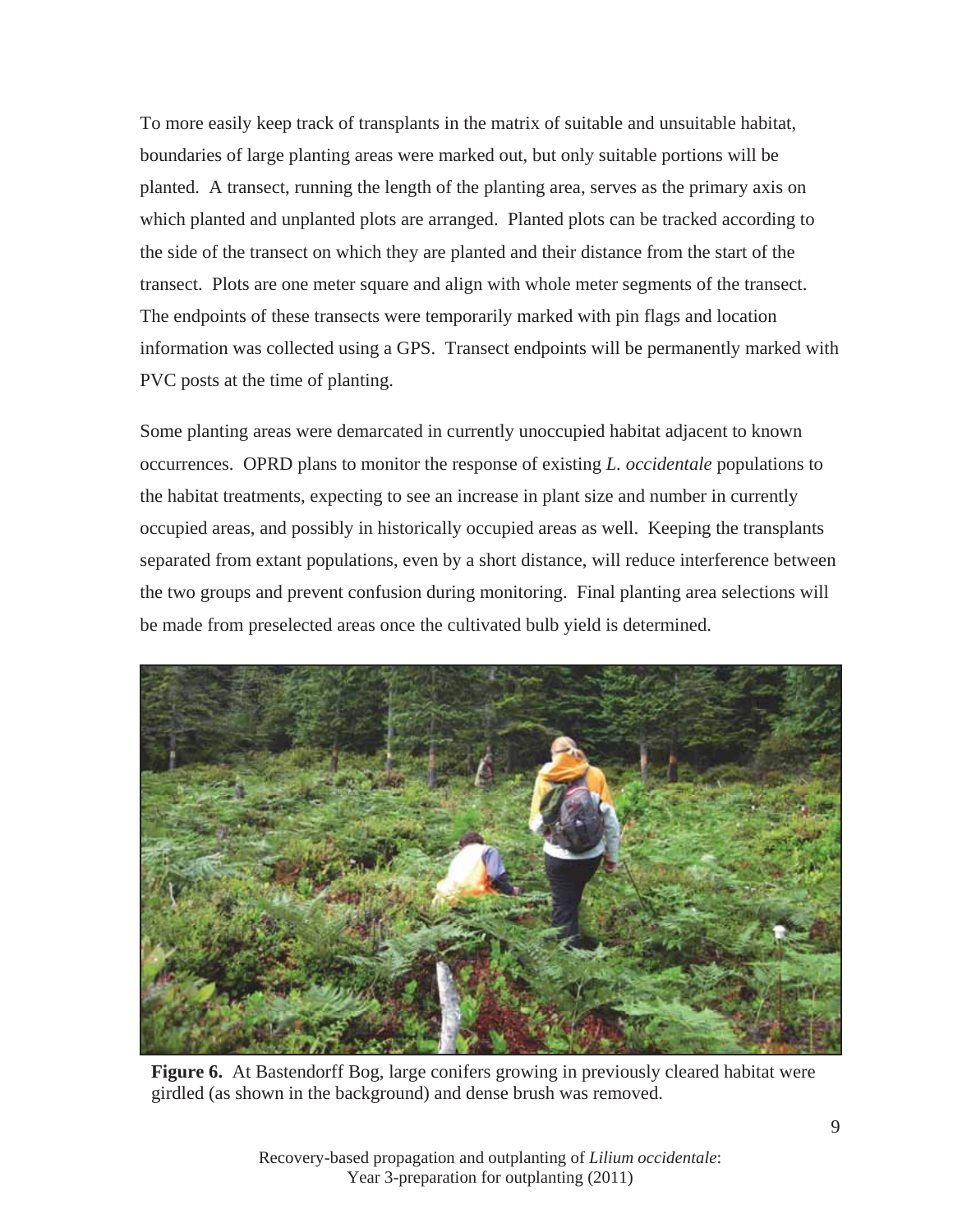To more easily keep track of transplants in the matrix of suitable and unsuitable habitat, boundaries of large planting areas were marked out, but only suitable portions will be planted. A transect, running the length of the planting area, serves as the primary axis on which planted and unplanted plots are arranged. Planted plots can be tracked according to the side of the transect on which they are planted and their distance from the start of the transect. Plots are one meter square and align with whole meter segments of the transect. The endpoints of these transects were temporarily marked with pin flags and location information was collected using a GPS. Transect endpoints will be permanently marked with PVC posts at the time of planting.

Some planting areas were demarcated in currently unoccupied habitat adjacent to known occurrences. OPRD plans to monitor the response of existing *L. occidentale* populations to the habitat treatments, expecting to see an increase in plant size and number in currently occupied areas, and possibly in historically occupied areas as well. Keeping the transplants separated from extant populations, even by a short distance, will reduce interference between the two groups and prevent confusion during monitoring. Final planting area selections will be made from preselected areas once the cultivated bulb yield is determined.

**Figure 6.** At Bastendorff Bog, large conifers growing in previously cleared habitat were girdled (as shown in the background) and dense brush was removed.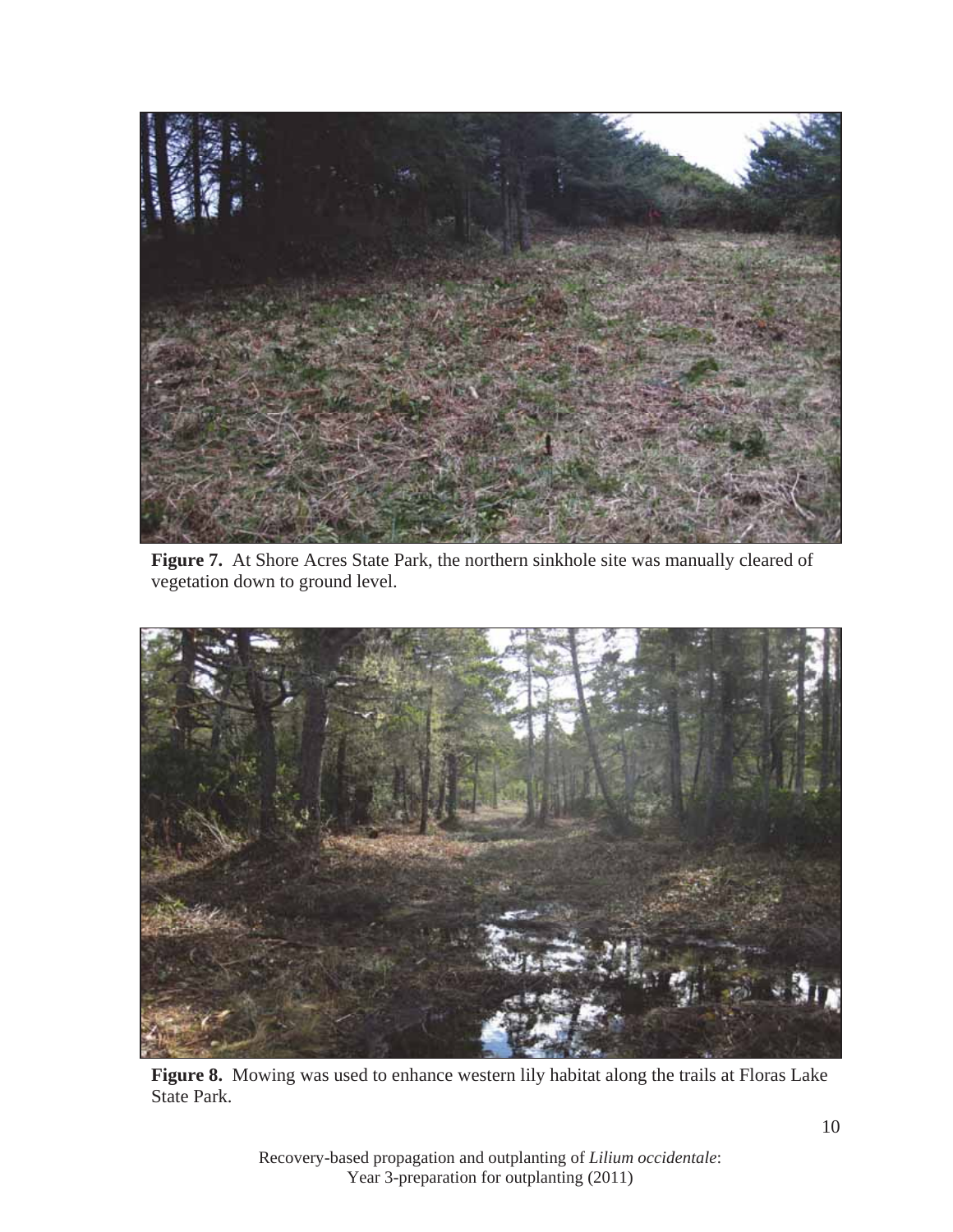**Figure 7.** At Shore Acres State Park, the northern sinkhole site was manually cleared of vegetation down to ground level.

**Figure 8.** Mowing was used to enhance western lily habitat along the trails at Floras Lake State Park.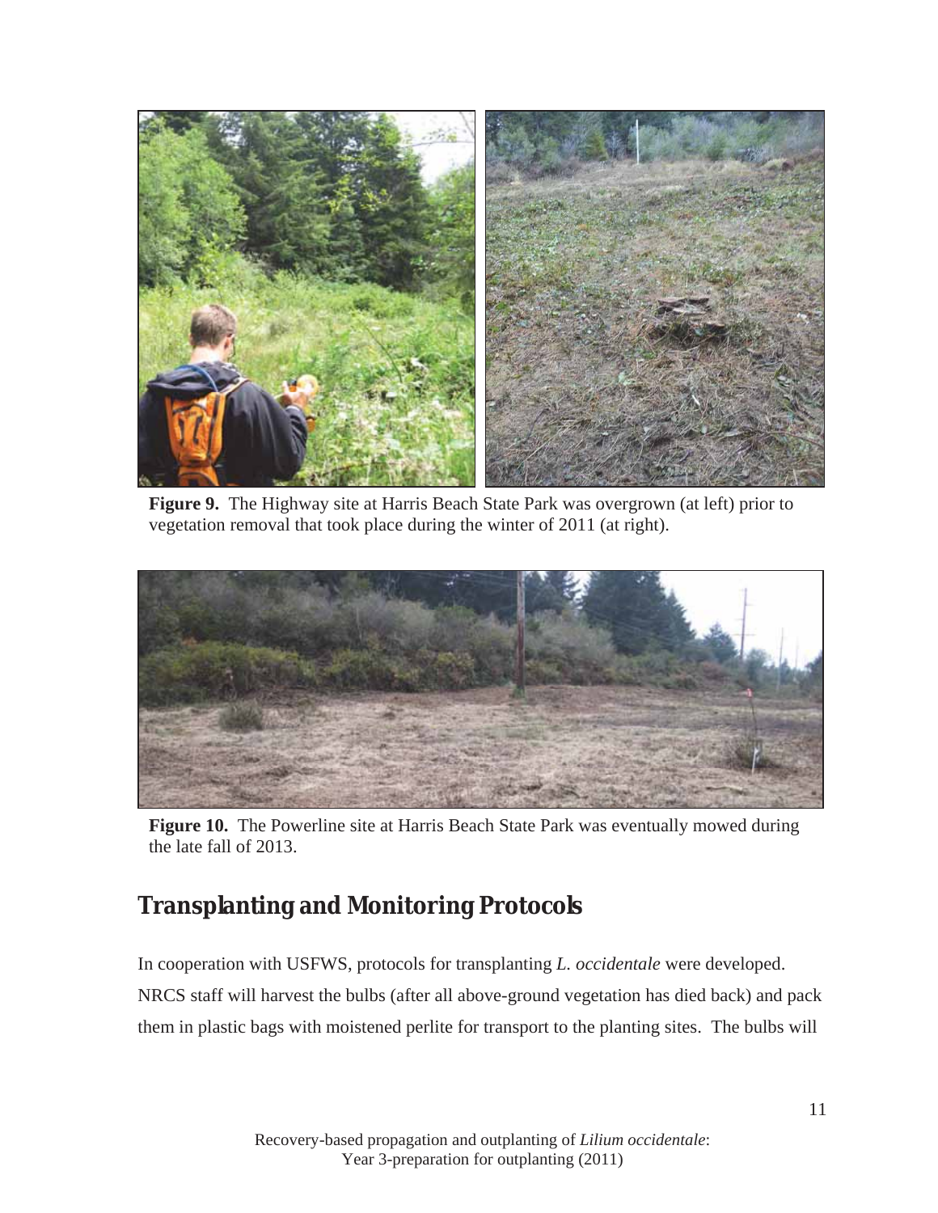**Figure 9.** The Highway site at Harris Beach State Park was overgrown (at left) prior to vegetation removal that took place during the winter of 2011 (at right).

**Figure 10.** The Powerline site at Harris Beach State Park was eventually mowed during the late fall of 2013.

## Transplanting and Monitoring Protocols

In cooperation with USFWS, protocols for transplanting *L. occidentale* were developed. NRCS staff will harvest the bulbs (after all above-ground vegetation has died back) and pack them in plastic bags with moistened perlite for transport to the planting sites. The bulbs will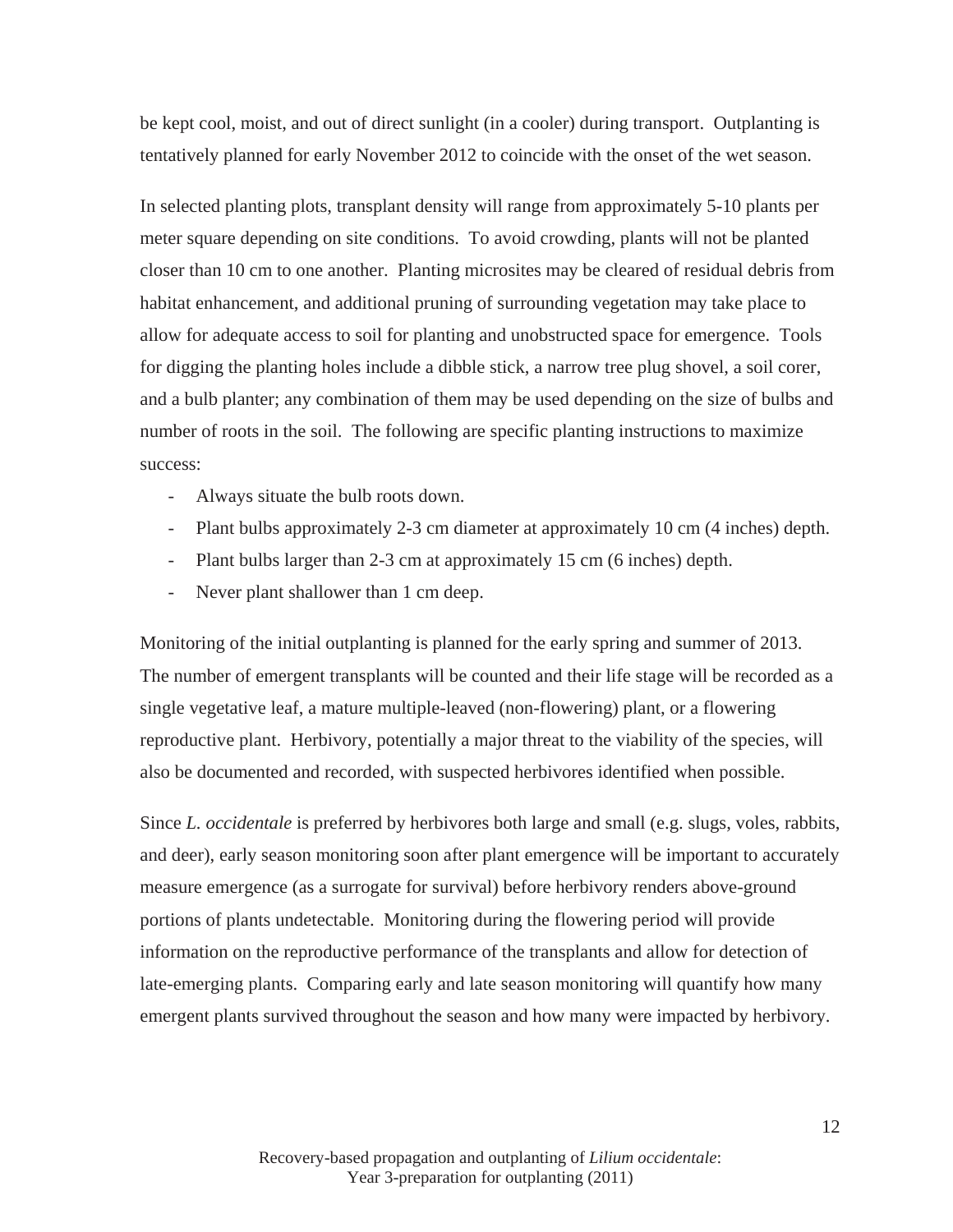be kept cool, moist, and out of direct sunlight (in a cooler) during transport. Outplanting is tentatively planned for early November 2012 to coincide with the onset of the wet season.

In selected planting plots, transplant density will range from approximately 5-10 plants per meter square depending on site conditions. To avoid crowding, plants will not be planted closer than 10 cm to one another. Planting microsites may be cleared of residual debris from habitat enhancement, and additional pruning of surrounding vegetation may take place to allow for adequate access to soil for planting and unobstructed space for emergence. Tools for digging the planting holes include a dibble stick, a narrow tree plug shovel, a soil corer, and a bulb planter; any combination of them may be used depending on the size of bulbs and number of roots in the soil. The following are specific planting instructions to maximize success:

- Always situate the bulb roots down.
- Plant bulbs approximately 2-3 cm diameter at approximately 10 cm (4 inches) depth.
- Plant bulbs larger than 2-3 cm at approximately 15 cm (6 inches) depth.
- Never plant shallower than 1 cm deep.

Monitoring of the initial outplanting is planned for the early spring and summer of 2013. The number of emergent transplants will be counted and their life stage will be recorded as a single vegetative leaf, a mature multiple-leaved (non-flowering) plant, or a flowering reproductive plant. Herbivory, potentially a major threat to the viability of the species, will also be documented and recorded, with suspected herbivores identified when possible.

Since *L. occidentale* is preferred by herbivores both large and small (e.g. slugs, voles, rabbits, and deer), early season monitoring soon after plant emergence will be important to accurately measure emergence (as a surrogate for survival) before herbivory renders above-ground portions of plants undetectable. Monitoring during the flowering period will provide information on the reproductive performance of the transplants and allow for detection of late-emerging plants. Comparing early and late season monitoring will quantify how many emergent plants survived throughout the season and how many were impacted by herbivory.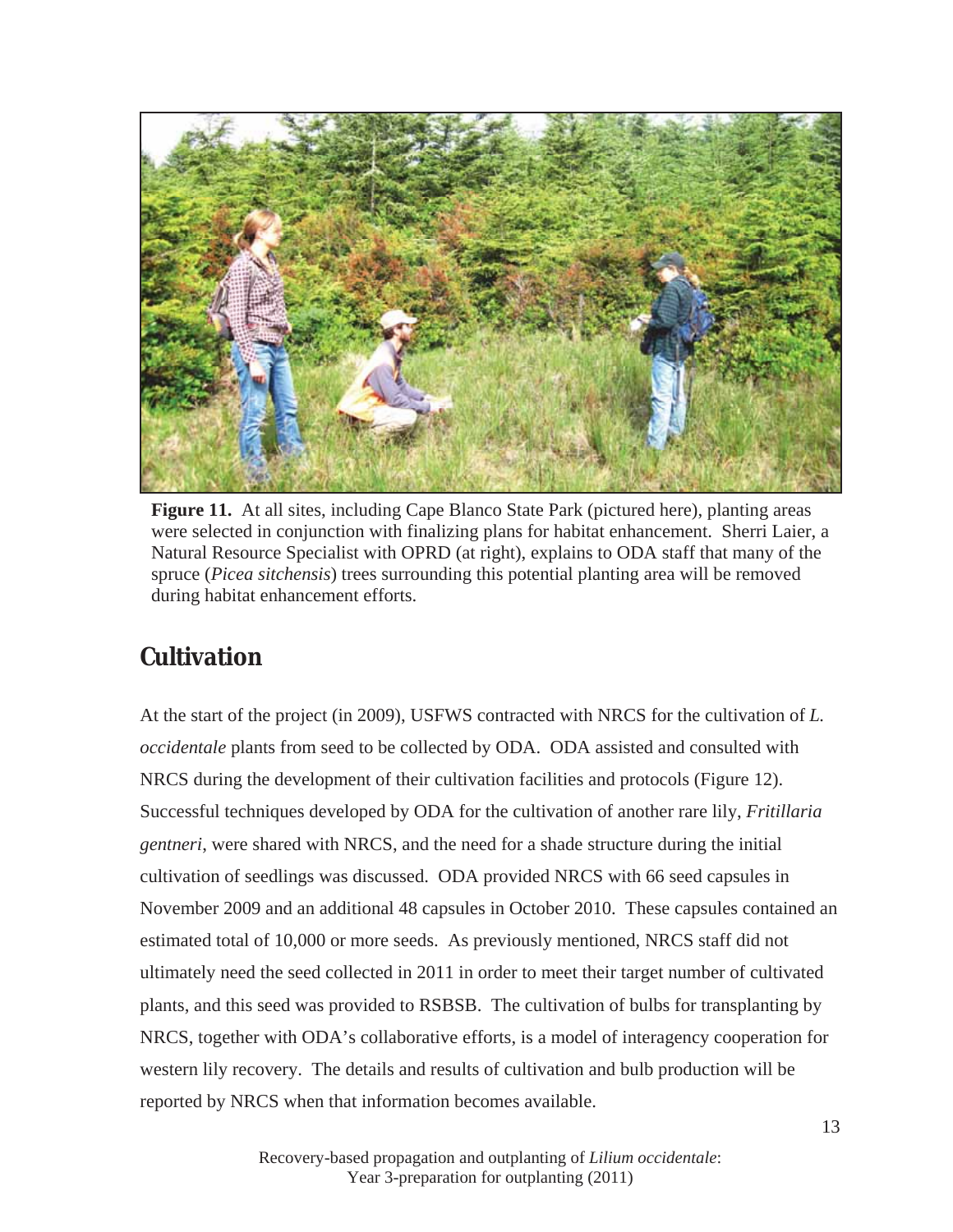**Figure 11.** At all sites, including Cape Blanco State Park (pictured here), planting areas were selected in conjunction with finalizing plans for habitat enhancement. Sherri Laier, a Natural Resource Specialist with OPRD (at right), explains to ODA staff that many of the spruce (*Picea sitchensis*) trees surrounding this potential planting area will be removed during habitat enhancement efforts.

## Cultivation

At the start of the project (in 2009), USFWS contracted with NRCS for the cultivation of *L. occidentale* plants from seed to be collected by ODA. ODA assisted and consulted with NRCS during the development of their cultivation facilities and protocols (Figure 12). Successful techniques developed by ODA for the cultivation of another rare lily, *Fritillaria gentneri*, were shared with NRCS, and the need for a shade structure during the initial cultivation of seedlings was discussed. ODA provided NRCS with 66 seed capsules in November 2009 and an additional 48 capsules in October 2010. These capsules contained an estimated total of 10,000 or more seeds. As previously mentioned, NRCS staff did not ultimately need the seed collected in 2011 in order to meet their target number of cultivated plants, and this seed was provided to RSBSB. The cultivation of bulbs for transplanting by NRCS, together with ODA's collaborative efforts, is a model of interagency cooperation for western lily recovery. The details and results of cultivation and bulb production will be reported by NRCS when that information becomes available.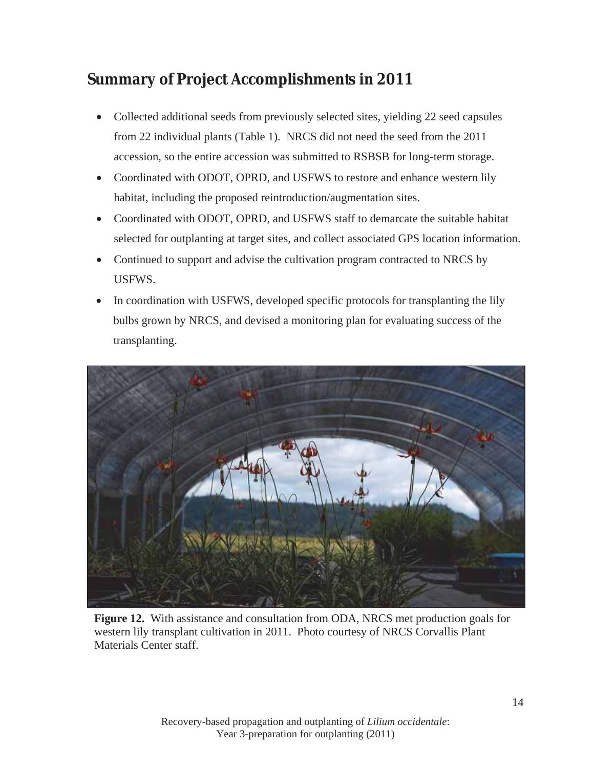## Summary of Project Accomplishments in 2011

- Collected additional seeds from previously selected sites, yielding 22 seed capsules from 22 individual plants (Table 1). NRCS did not need the seed from the 2011 accession, so the entire accession was submitted to RSBSB for long-term storage.
- Coordinated with ODOT, OPRD, and USFWS to restore and enhance western lily habitat, including the proposed reintroduction/augmentation sites.
- Coordinated with ODOT, OPRD, and USFWS staff to demarcate the suitable habitat selected for outplanting at target sites, and collect associated GPS location information.
- Continued to support and advise the cultivation program contracted to NRCS by USFWS.
- In coordination with USFWS, developed specific protocols for transplanting the lily bulbs grown by NRCS, and devised a monitoring plan for evaluating success of the transplanting.

**Figure 12.** With assistance and consultation from ODA, NRCS met production goals for western lily transplant cultivation in 2011. Photo courtesy of NRCS Corvallis Plant Materials Center staff.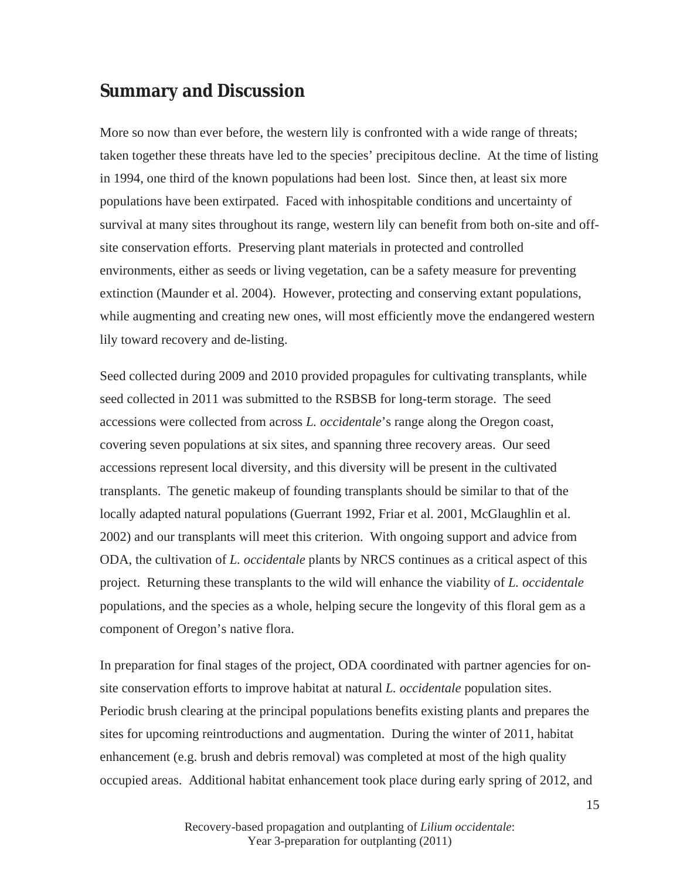## Summary and Discussion

More so now than ever before, the western lily is confronted with a wide range of threats; taken together these threats have led to the species' precipitous decline. At the time of listing in 1994, one third of the known populations had been lost. Since then, at least six more populations have been extirpated. Faced with inhospitable conditions and uncertainty of survival at many sites throughout its range, western lily can benefit from both on-site and off-site conservation efforts. Preserving plant materials in protected and controlled environments, either as seeds or living vegetation, can be a safety measure for preventing extinction (Maunder et al. 2004). However, protecting and conserving extant populations, while augmenting and creating new ones, will most efficiently move the endangered western lily toward recovery and de-listing.

Seed collected during 2009 and 2010 provided propagules for cultivating transplants, while seed collected in 2011 was submitted to the RSBSB for long-term storage. The seed accessions were collected from across *L. occidentale*'s range along the Oregon coast, covering seven populations at six sites, and spanning three recovery areas. Our seed accessions represent local diversity, and this diversity will be present in the cultivated transplants. The genetic makeup of founding transplants should be similar to that of the locally adapted natural populations (Guerrant 1992, Friar et al. 2001, McGlaughlin et al. 2002) and our transplants will meet this criterion. With ongoing support and advice from ODA, the cultivation of *L. occidentale* plants by NRCS continues as a critical aspect of this project. Returning these transplants to the wild will enhance the viability of *L. occidentale* populations, and the species as a whole, helping secure the longevity of this floral gem as a component of Oregon's native flora.

In preparation for final stages of the project, ODA coordinated with partner agencies for on-site conservation efforts to improve habitat at natural *L. occidentale* population sites. Periodic brush clearing at the principal populations benefits existing plants and prepares the sites for upcoming reintroductions and augmentation. During the winter of 2011, habitat enhancement (e.g. brush and debris removal) was completed at most of the high quality occupied areas. Additional habitat enhancement took place during early spring of 2012, and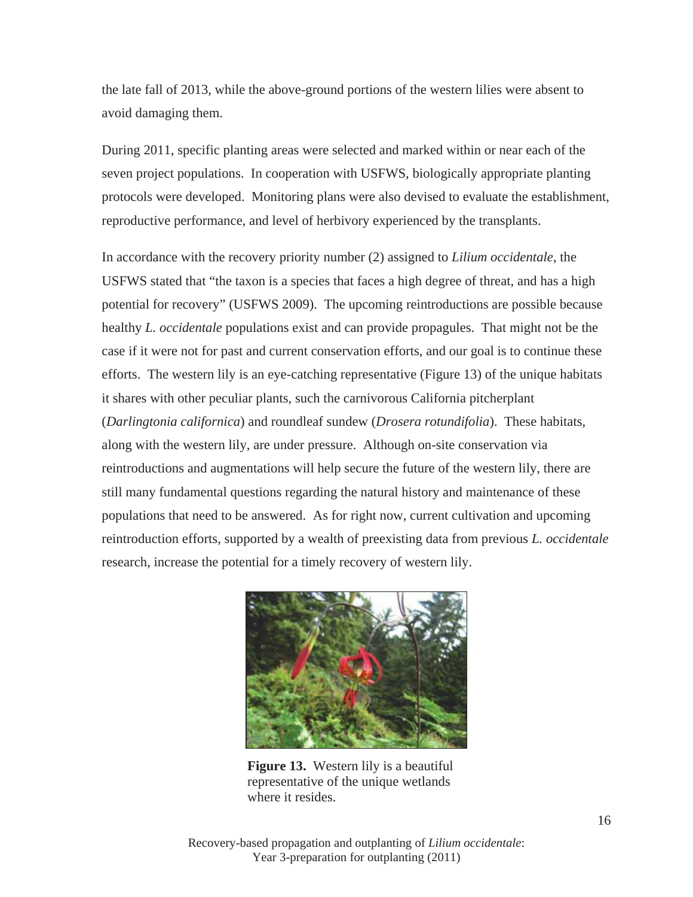the late fall of 2013, while the above-ground portions of the western lilies were absent to avoid damaging them.

During 2011, specific planting areas were selected and marked within or near each of the seven project populations. In cooperation with USFWS, biologically appropriate planting protocols were developed. Monitoring plans were also devised to evaluate the establishment, reproductive performance, and level of herbivory experienced by the transplants.

In accordance with the recovery priority number (2) assigned to *Lilium occidentale*, the USFWS stated that "the taxon is a species that faces a high degree of threat, and has a high potential for recovery" (USFWS 2009). The upcoming reintroductions are possible because healthy *L. occidentale* populations exist and can provide propagules. That might not be the case if it were not for past and current conservation efforts, and our goal is to continue these efforts. The western lily is an eye-catching representative (Figure 13) of the unique habitats it shares with other peculiar plants, such the carnivorous California pitcherplant (*Darlingtonia californica*) and roundleaf sundew (*Drosera rotundifolia*). These habitats, along with the western lily, are under pressure. Although on-site conservation via reintroductions and augmentations will help secure the future of the western lily, there are still many fundamental questions regarding the natural history and maintenance of these populations that need to be answered. As for right now, current cultivation and upcoming reintroduction efforts, supported by a wealth of preexisting data from previous *L. occidentale* research, increase the potential for a timely recovery of western lily.

**Figure 13.** Western lily is a beautiful representative of the unique wetlands where it resides.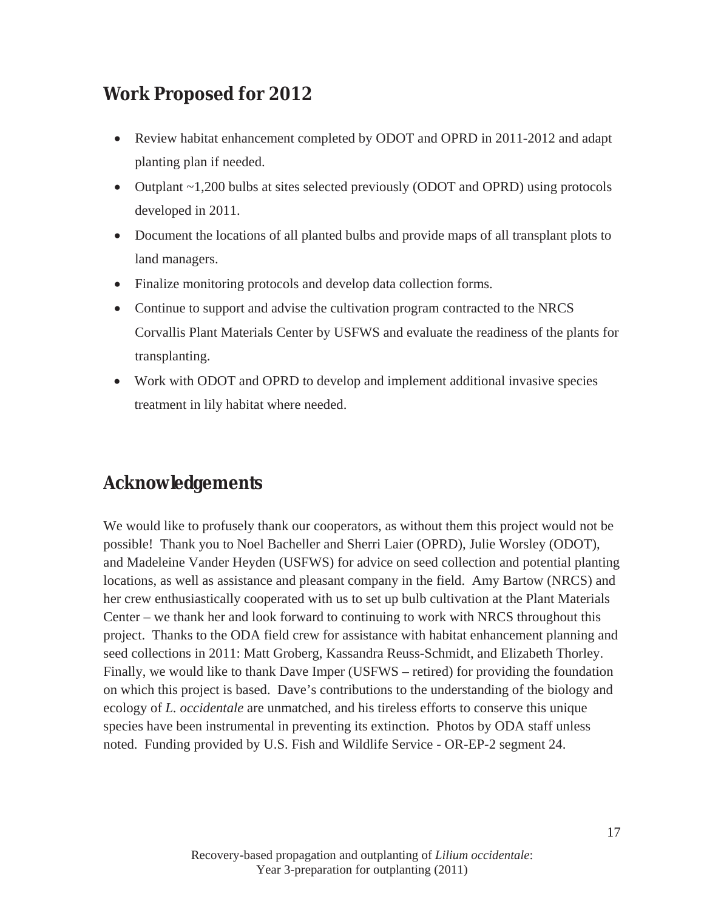## Work Proposed for 2012

- Review habitat enhancement completed by ODOT and OPRD in 2011-2012 and adapt planting plan if needed.
- Outplant ~1,200 bulbs at sites selected previously (ODOT and OPRD) using protocols developed in 2011.
- Document the locations of all planted bulbs and provide maps of all transplant plots to land managers.
- Finalize monitoring protocols and develop data collection forms.
- Continue to support and advise the cultivation program contracted to the NRCS Corvallis Plant Materials Center by USFWS and evaluate the readiness of the plants for transplanting.
- Work with ODOT and OPRD to develop and implement additional invasive species treatment in lily habitat where needed.

## Acknowledgements

We would like to profusely thank our cooperators, as without them this project would not be possible! Thank you to Noel Bacheller and Sherri Laier (OPRD), Julie Worsley (ODOT), and Madeleine Vander Heyden (USFWS) for advice on seed collection and potential planting locations, as well as assistance and pleasant company in the field. Amy Bartow (NRCS) and her crew enthusiastically cooperated with us to set up bulb cultivation at the Plant Materials Center – we thank her and look forward to continuing to work with NRCS throughout this project. Thanks to the ODA field crew for assistance with habitat enhancement planning and seed collections in 2011: Matt Groberg, Kassandra Reuss-Schmidt, and Elizabeth Thorley. Finally, we would like to thank Dave Imper (USFWS – retired) for providing the foundation on which this project is based. Dave's contributions to the understanding of the biology and ecology of *L. occidentale* are unmatched, and his tireless efforts to conserve this unique species have been instrumental in preventing its extinction. Photos by ODA staff unless noted. Funding provided by U.S. Fish and Wildlife Service - OR-EP-2 segment 24.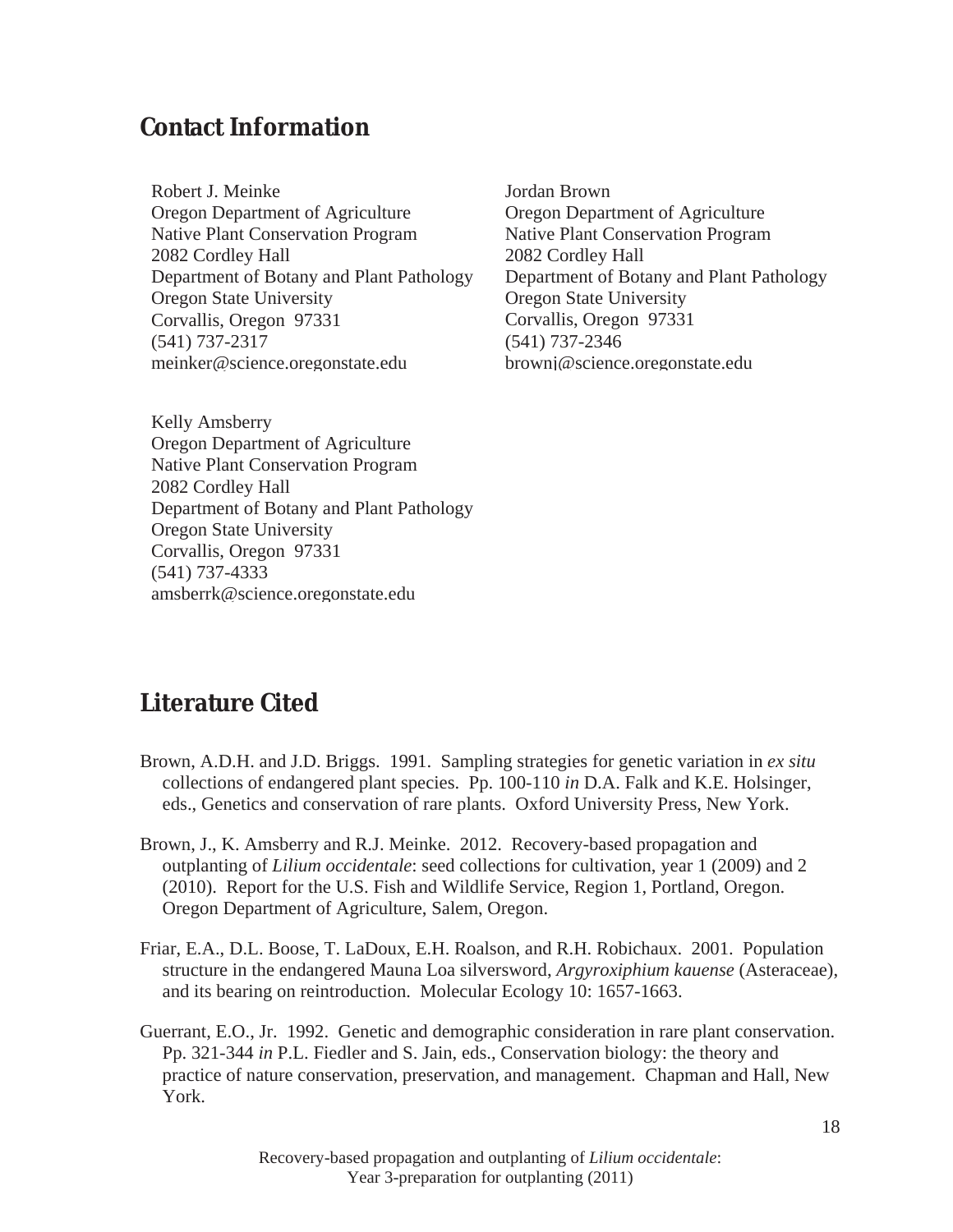## Contact Information

Robert J. Meinke
Oregon Department of Agriculture
Native Plant Conservation Program
2082 Cordley Hall
Department of Botany and Plant Pathology
Oregon State University
Corvallis, Oregon 97331
(541) 737-2317
meinker@science.oregonstate.edu

Jordan Brown
Oregon Department of Agriculture
Native Plant Conservation Program
2082 Cordley Hall
Department of Botany and Plant Pathology
Oregon State University
Corvallis, Oregon 97331
(541) 737-2346
brownj@science.oregonstate.edu

Kelly Amsberry
Oregon Department of Agriculture
Native Plant Conservation Program
2082 Cordley Hall
Department of Botany and Plant Pathology
Oregon State University
Corvallis, Oregon 97331
(541) 737-4333
amsberrk@science.oregonstate.edu

## Literature Cited

Brown, A.D.H. and J.D. Briggs. 1991. Sampling strategies for genetic variation in *ex situ* collections of endangered plant species. Pp. 100-110 *in* D.A. Falk and K.E. Holsinger, eds., Genetics and conservation of rare plants. Oxford University Press, New York.

Brown, J., K. Amsberry and R.J. Meinke. 2012. Recovery-based propagation and outplanting of *Lilium occidentale*: seed collections for cultivation, year 1 (2009) and 2 (2010). Report for the U.S. Fish and Wildlife Service, Region 1, Portland, Oregon. Oregon Department of Agriculture, Salem, Oregon.

Friar, E.A., D.L. Boose, T. LaDoux, E.H. Roalson, and R.H. Robichaux. 2001. Population structure in the endangered Mauna Loa silversword, *Argyroxiphium kauense* (Asteraceae), and its bearing on reintroduction. Molecular Ecology 10: 1657-1663.

Guerrant, E.O., Jr. 1992. Genetic and demographic consideration in rare plant conservation. Pp. 321-344 *in* P.L. Fiedler and S. Jain, eds., Conservation biology: the theory and practice of nature conservation, preservation, and management. Chapman and Hall, New York.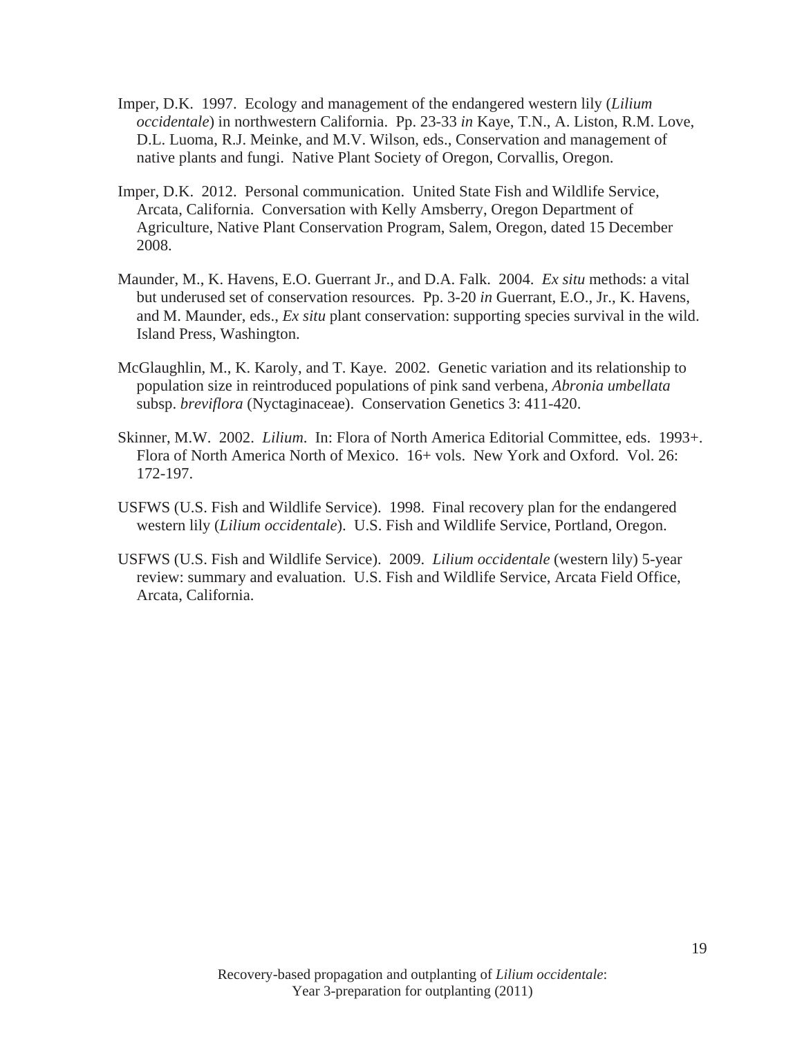Imper, D.K. 1997. Ecology and management of the endangered western lily (*Lilium occidentale*) in northwestern California. Pp. 23-33 *in* Kaye, T.N., A. Liston, R.M. Love, D.L. Luoma, R.J. Meinke, and M.V. Wilson, eds., Conservation and management of native plants and fungi. Native Plant Society of Oregon, Corvallis, Oregon.

Imper, D.K. 2012. Personal communication. United State Fish and Wildlife Service, Arcata, California. Conversation with Kelly Amsberry, Oregon Department of Agriculture, Native Plant Conservation Program, Salem, Oregon, dated 15 December 2008.

Maunder, M., K. Havens, E.O. Guerrant Jr., and D.A. Falk. 2004. *Ex situ* methods: a vital but underused set of conservation resources. Pp. 3-20 *in* Guerrant, E.O., Jr., K. Havens, and M. Maunder, eds., *Ex situ* plant conservation: supporting species survival in the wild. Island Press, Washington.

McGlaughlin, M., K. Karoly, and T. Kaye. 2002. Genetic variation and its relationship to population size in reintroduced populations of pink sand verbena, *Abronia umbellata* subsp. *breviflora* (Nyctaginaceae). Conservation Genetics 3: 411-420.

Skinner, M.W. 2002. *Lilium*. In: Flora of North America Editorial Committee, eds. 1993+. Flora of North America North of Mexico. 16+ vols. New York and Oxford. Vol. 26: 172-197.

USFWS (U.S. Fish and Wildlife Service). 1998. Final recovery plan for the endangered western lily (*Lilium occidentale*). U.S. Fish and Wildlife Service, Portland, Oregon.

USFWS (U.S. Fish and Wildlife Service). 2009. *Lilium occidentale* (western lily) 5-year review: summary and evaluation. U.S. Fish and Wildlife Service, Arcata Field Office, Arcata, California.